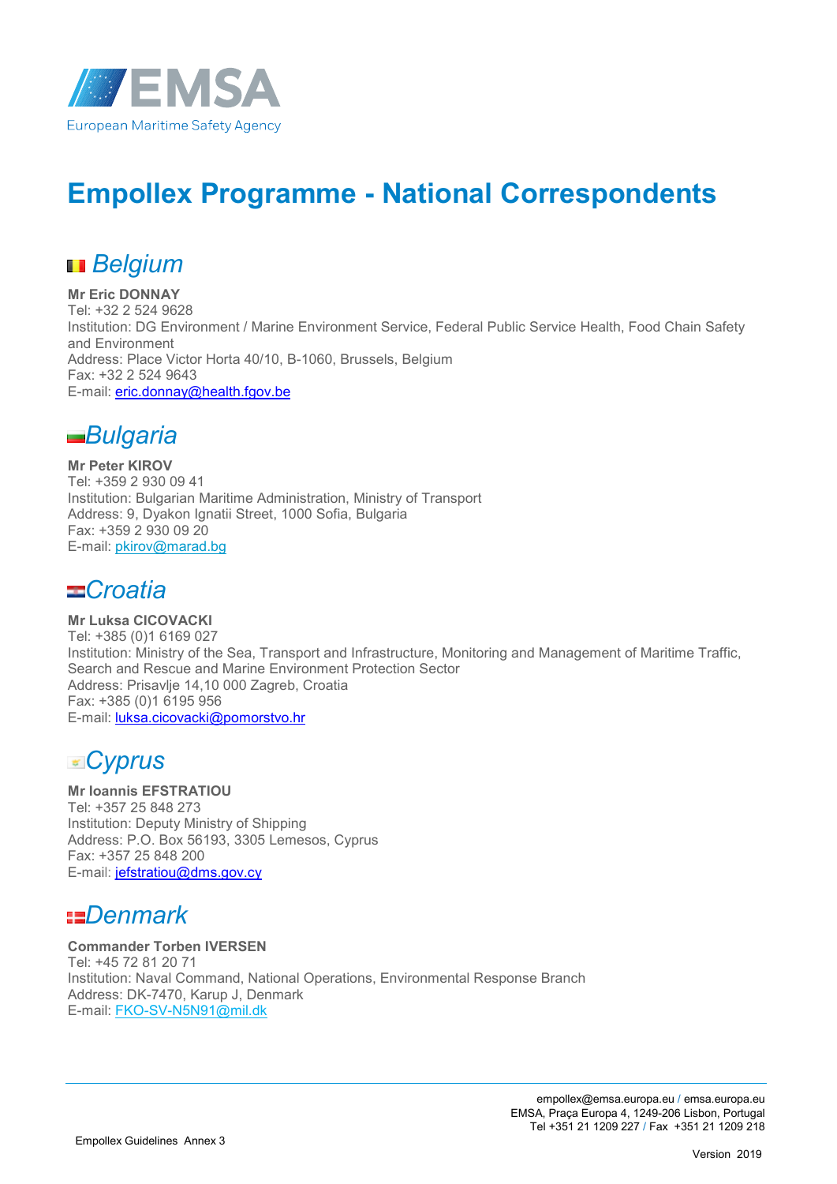# Empollex Programme - National Correspondents

## *Belgium*

**Mr Eric DONNAY**
Tel: +32 2 524 9628
Institution: DG Environment / Marine Environment Service, Federal Public Service Health, Food Chain Safety and Environment
Address: Place Victor Horta 40/10, B-1060, Brussels, Belgium
Fax: +32 2 524 9643
E-mail: eric.donnay@health.fgov.be

## *Bulgaria*

**Mr Peter KIROV**
Tel: +359 2 930 09 41
Institution: Bulgarian Maritime Administration, Ministry of Transport
Address: 9, Dyakon Ignatii Street, 1000 Sofia, Bulgaria
Fax: +359 2 930 09 20
E-mail: pkirov@marad.bg

## *Croatia*

**Mr Luksa CICOVACKI**
Tel: +385 (0)1 6169 027
Institution: Ministry of the Sea, Transport and Infrastructure, Monitoring and Management of Maritime Traffic, Search and Rescue and Marine Environment Protection Sector
Address: Prisavlje 14,10 000 Zagreb, Croatia
Fax: +385 (0)1 6195 956
E-mail: luksa.cicovacki@pomorstvo.hr

## *Cyprus*

**Mr Ioannis EFSTRATIOU**
Tel: +357 25 848 273
Institution: Deputy Ministry of Shipping
Address: P.O. Box 56193, 3305 Lemesos, Cyprus
Fax: +357 25 848 200
E-mail: iefstratiou@dms.gov.cy

## *Denmark*

**Commander Torben IVERSEN**
Tel: +45 72 81 20 71
Institution: Naval Command, National Operations, Environmental Response Branch
Address: DK-7470, Karup J, Denmark
E-mail: FKO-SV-N5N91@mil.dk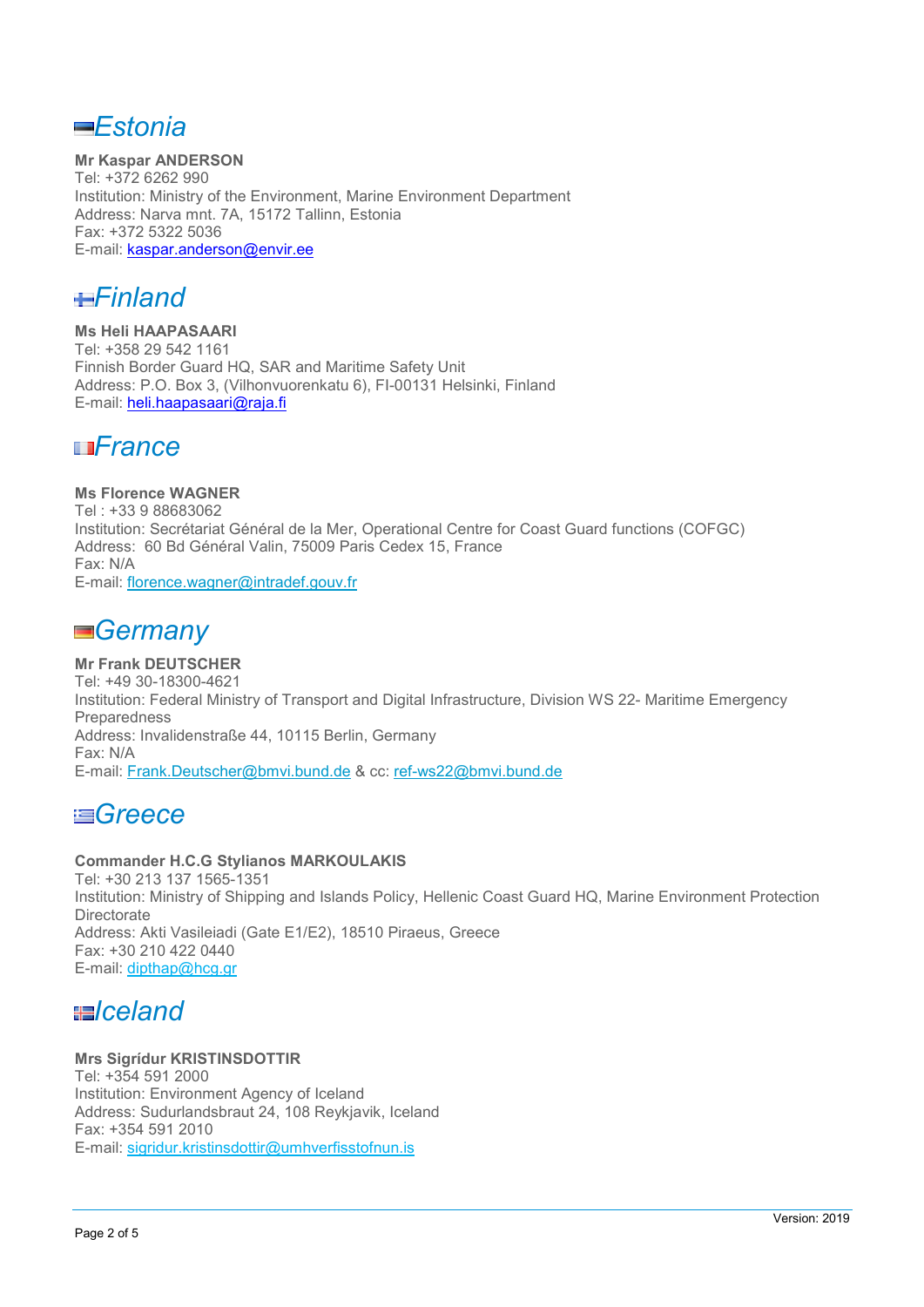## *Estonia*

**Mr Kaspar ANDERSON**
Tel: +372 6262 990
Institution: Ministry of the Environment, Marine Environment Department
Address: Narva mnt. 7A, 15172 Tallinn, Estonia
Fax: +372 5322 5036
E-mail: kaspar.anderson@envir.ee

## *Finland*

**Ms Heli HAAPASAARI**
Tel: +358 29 542 1161
Finnish Border Guard HQ, SAR and Maritime Safety Unit
Address: P.O. Box 3, (Vilhonvuorenkatu 6), FI-00131 Helsinki, Finland
E-mail: heli.haapasaari@raja.fi

## *France*

**Ms Florence WAGNER**
Tel : +33 9 88683062
Institution: Secrétariat Général de la Mer, Operational Centre for Coast Guard functions (COFGC)
Address: 60 Bd Général Valin, 75009 Paris Cedex 15, France
Fax: N/A
E-mail: florence.wagner@intradef.gouv.fr

## *Germany*

**Mr Frank DEUTSCHER**
Tel: +49 30-18300-4621
Institution: Federal Ministry of Transport and Digital Infrastructure, Division WS 22- Maritime Emergency Preparedness
Address: Invalidenstraße 44, 10115 Berlin, Germany
Fax: N/A
E-mail: Frank.Deutscher@bmvi.bund.de & cc: ref-ws22@bmvi.bund.de

## *Greece*

**Commander H.C.G Stylianos MARKOULAKIS**
Tel: +30 213 137 1565-1351
Institution: Ministry of Shipping and Islands Policy, Hellenic Coast Guard HQ, Marine Environment Protection Directorate
Address: Akti Vasileiadi (Gate E1/E2), 18510 Piraeus, Greece
Fax: +30 210 422 0440
E-mail: dipthap@hcg.gr

## *Iceland*

**Mrs Sigrídur KRISTINSDOTTIR**
Tel: +354 591 2000
Institution: Environment Agency of Iceland
Address: Sudurlandsbraut 24, 108 Reykjavik, Iceland
Fax: +354 591 2010
E-mail: sigridur.kristinsdottir@umhverfisstofnun.is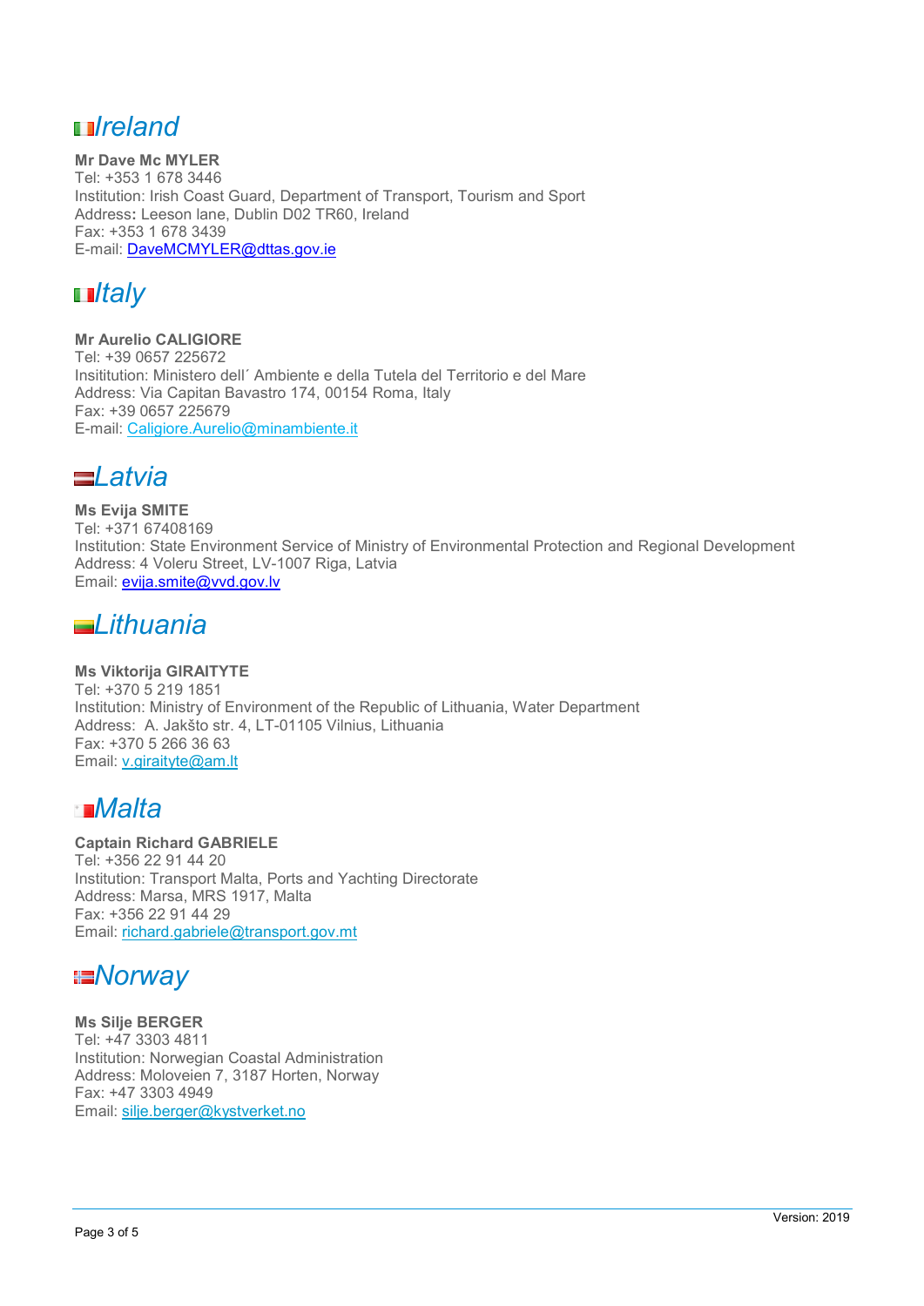## *Ireland*

**Mr Dave Mc MYLER**
Tel: +353 1 678 3446
Institution: Irish Coast Guard, Department of Transport, Tourism and Sport
Address**:** Leeson lane, Dublin D02 TR60, Ireland
Fax: +353 1 678 3439
E-mail: DaveMCMYLER@dttas.gov.ie

## *Italy*

**Mr Aurelio CALIGIORE**
Tel: +39 0657 225672
Insititution: Ministero dell´ Ambiente e della Tutela del Territorio e del Mare
Address: Via Capitan Bavastro 174, 00154 Roma, Italy
Fax: +39 0657 225679
E-mail: Caligiore.Aurelio@minambiente.it

## *Latvia*

**Ms Evija SMITE**
Tel: +371 67408169
Institution: State Environment Service of Ministry of Environmental Protection and Regional Development
Address: 4 Voleru Street, LV-1007 Riga, Latvia
Email: evija.smite@vvd.gov.lv

## *Lithuania*

**Ms Viktorija GIRAITYTE**
Tel: +370 5 219 1851
Institution: Ministry of Environment of the Republic of Lithuania, Water Department
Address: A. Jakšto str. 4, LT-01105 Vilnius, Lithuania
Fax: +370 5 266 36 63
Email: v.giraityte@am.lt

## *Malta*

**Captain Richard GABRIELE**
Tel: +356 22 91 44 20
Institution: Transport Malta, Ports and Yachting Directorate
Address: Marsa, MRS 1917, Malta
Fax: +356 22 91 44 29
Email: richard.gabriele@transport.gov.mt

## *Norway*

**Ms Silje BERGER**
Tel: +47 3303 4811
Institution: Norwegian Coastal Administration
Address: Moloveien 7, 3187 Horten, Norway
Fax: +47 3303 4949
Email: silje.berger@kystverket.no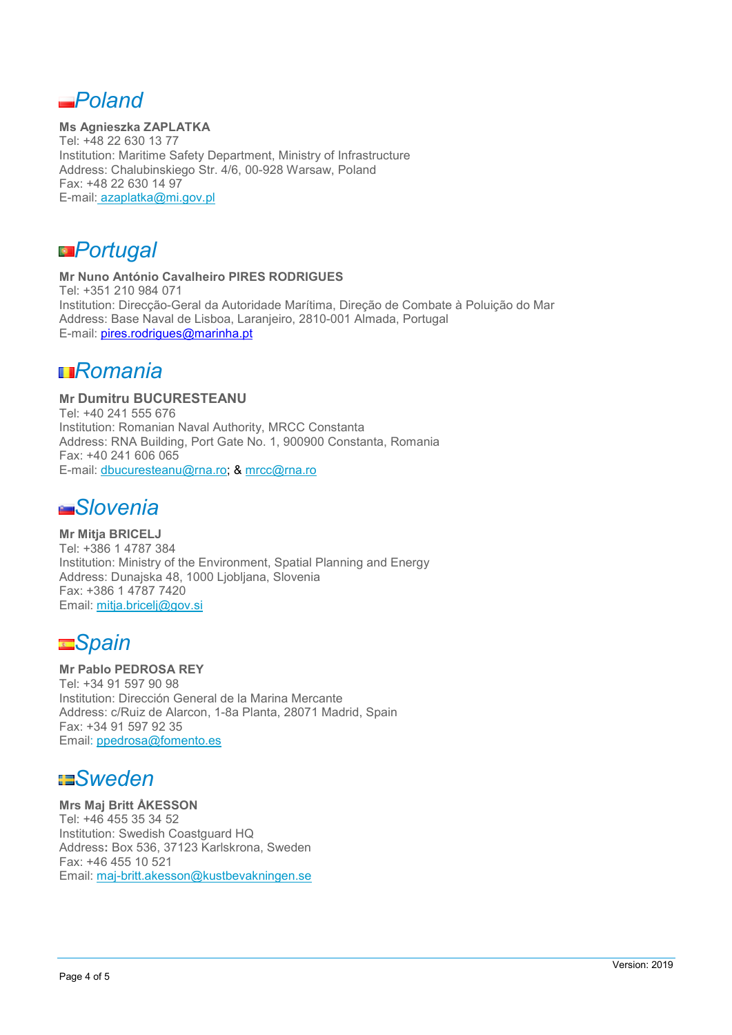## *Poland*

**Ms Agnieszka ZAPLATKA**
Tel: +48 22 630 13 77
Institution: Maritime Safety Department, Ministry of Infrastructure
Address: Chalubinskiego Str. 4/6, 00-928 Warsaw, Poland
Fax: +48 22 630 14 97
E-mail: azaplatka@mi.gov.pl

## *Portugal*

**Mr Nuno António Cavalheiro PIRES RODRIGUES**
Tel: +351 210 984 071
Institution: Direcção-Geral da Autoridade Marítima, Direção de Combate à Poluição do Mar
Address: Base Naval de Lisboa, Laranjeiro, 2810-001 Almada, Portugal
E-mail: pires.rodrigues@marinha.pt

## *Romania*

**Mr Dumitru BUCURESTEANU**
Tel: +40 241 555 676
Institution: Romanian Naval Authority, MRCC Constanta
Address: RNA Building, Port Gate No. 1, 900900 Constanta, Romania
Fax: +40 241 606 065
E-mail: dbucuresteanu@rna.ro; & mrcc@rna.ro

## *Slovenia*

**Mr Mitja BRICELJ**
Tel: +386 1 4787 384
Institution: Ministry of the Environment, Spatial Planning and Energy
Address: Dunajska 48, 1000 Ljobljana, Slovenia
Fax: +386 1 4787 7420
Email: mitja.bricelj@gov.si

## *Spain*

**Mr Pablo PEDROSA REY**
Tel: +34 91 597 90 98
Institution: Dirección General de la Marina Mercante
Address: c/Ruiz de Alarcon, 1-8a Planta, 28071 Madrid, Spain
Fax: +34 91 597 92 35
Email: ppedrosa@fomento.es

## *Sweden*

**Mrs Maj Britt ÅKESSON**
Tel: +46 455 35 34 52
Institution: Swedish Coastguard HQ
Address: Box 536, 37123 Karlskrona, Sweden
Fax: +46 455 10 521
Email: maj-britt.akesson@kustbevakningen.se

Version: 2019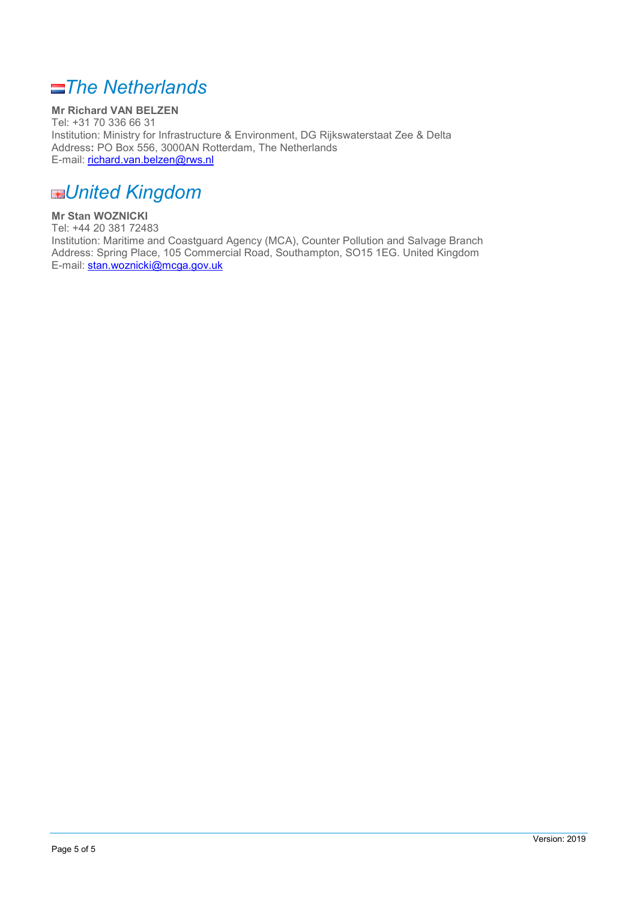## *The Netherlands*

**Mr Richard VAN BELZEN**
Tel: +31 70 336 66 31
Institution: Ministry for Infrastructure & Environment, DG Rijkswaterstaat Zee & Delta
Address**:** PO Box 556, 3000AN Rotterdam, The Netherlands
E-mail: richard.van.belzen@rws.nl

## *United Kingdom*

**Mr Stan WOZNICKI**
Tel: +44 20 381 72483
Institution: Maritime and Coastguard Agency (MCA), Counter Pollution and Salvage Branch
Address: Spring Place, 105 Commercial Road, Southampton, SO15 1EG. United Kingdom
E-mail: stan.woznicki@mcga.gov.uk